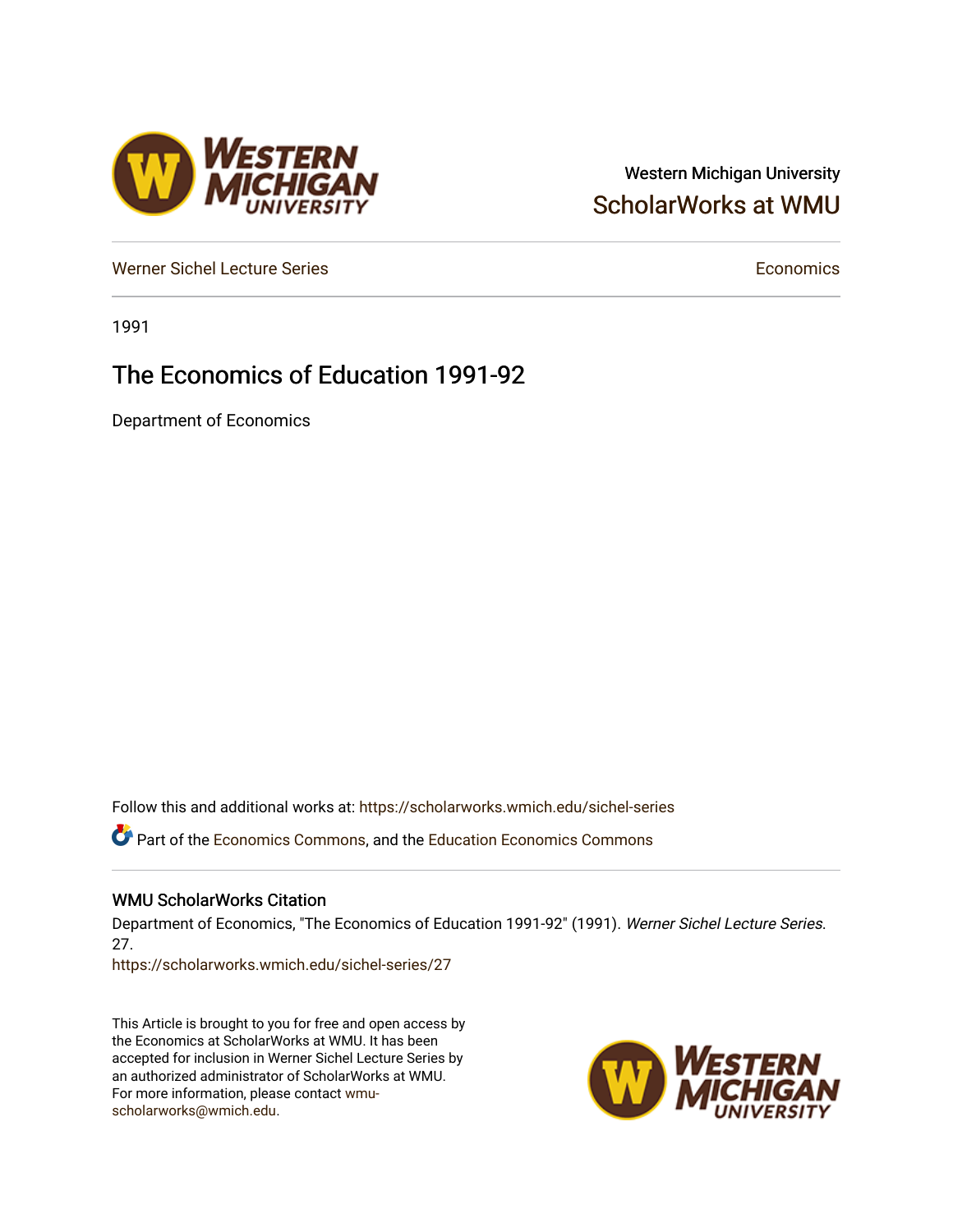Western Michigan University

ScholarWorks at WMU

Werner Sichel Lecture Series

Economics

1991

# The Economics of Education 1991-92

Department of Economics

Follow this and additional works at: https://scholarworks.wmich.edu/sichel-series

Part of the Economics Commons, and the Education Economics Commons

## WMU ScholarWorks Citation

Department of Economics, "The Economics of Education 1991-92" (1991). *Werner Sichel Lecture Series*. 27.
https://scholarworks.wmich.edu/sichel-series/27

This Article is brought to you for free and open access by the Economics at ScholarWorks at WMU. It has been accepted for inclusion in Werner Sichel Lecture Series by an authorized administrator of ScholarWorks at WMU. For more information, please contact wmu-scholarworks@wmich.edu.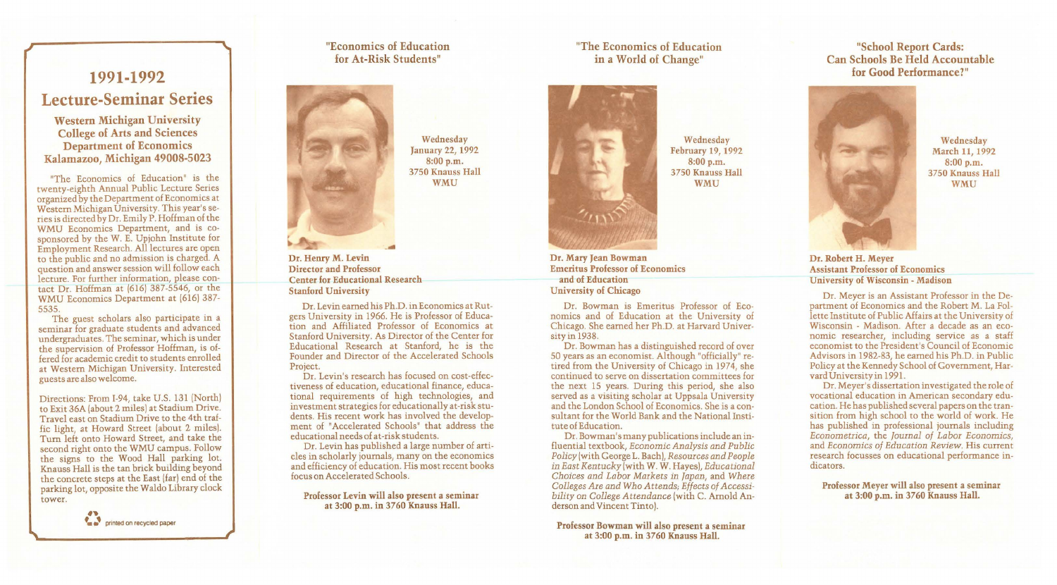# 1991-1992

# Lecture-Seminar Series

### Western Michigan University
### College of Arts and Sciences
### Department of Economics
### Kalamazoo, Michigan 49008-5023

"The Economics of Education" is the twenty-eighth Annual Public Lecture Series organized by the Department of Economics at Western Michigan University. This year's series is directed by Dr. Emily P. Hoffman of the WMU Economics Department, and is co-sponsored by the W. E. Upjohn Institute for Employment Research. All lectures are open to the public and no admission is charged. A question and answer session will follow each lecture. For further information, please contact Dr. Hoffman at (616) 387-5546, or the WMU Economics Department at (616) 387-5535.

The guest scholars also participate in a seminar for graduate students and advanced undergraduates. The seminar, which is under the supervision of Professor Hoffman, is offered for academic credit to students enrolled at Western Michigan University. Interested guests are also welcome.

Directions: From I-94, take U.S. 131 (North) to Exit 36A (about 2 miles) at Stadium Drive. Travel east on Stadium Drive to the 4th traffic light, at Howard Street (about 2 miles). Turn left onto Howard Street, and take the second right onto the WMU campus. Follow the signs to the Wood Hall parking lot. Knauss Hall is the tan brick building beyond the concrete steps at the East (far) end of the parking lot, opposite the Waldo Library clock tower.

printed on recycled paper

## "Economics of Education for At-Risk Students"

Wednesday
January 22, 1992
8:00 p.m.
3750 Knauss Hall
WMU

**Dr. Henry M. Levin**
**Director and Professor**
**Center for Educational Research**
**Stanford University**

Dr. Levin earned his Ph.D. in Economics at Rutgers University in 1966. He is Professor of Education and Affiliated Professor of Economics at Stanford University. As Director of the Center for Educational Research at Stanford, he is the Founder and Director of the Accelerated Schools Project.

Dr. Levin's research has focused on cost-effectiveness of education, educational finance, educational requirements of high technologies, and investment strategies for educationally at-risk students. His recent work has involved the development of "Accelerated Schools" that address the educational needs of at-risk students.

Dr. Levin has published a large number of articles in scholarly journals, many on the economics and efficiency of education. His most recent books focus on Accelerated Schools.

**Professor Levin will also present a seminar at 3:00 p.m. in 3760 Knauss Hall.**

## "The Economics of Education in a World of Change"

Wednesday
February 19, 1992
8:00 p.m.
3750 Knauss Hall
WMU

**Dr. Mary Jean Bowman**
**Emeritus Professor of Economics and of Education**
**University of Chicago**

Dr. Bowman is Emeritus Professor of Economics and of Education at the University of Chicago. She earned her Ph.D. at Harvard University in 1938.

Dr. Bowman has a distinguished record of over 50 years as an economist. Although "officially" retired from the University of Chicago in 1974, she continued to serve on dissertation committees for the next 15 years. During this period, she also served as a visiting scholar at Uppsala University and the London School of Economics. She is a consultant for the World Bank and the National Institute of Education.

Dr. Bowman's many publications include an influential textbook, *Economic Analysis and Public Policy* (with George L. Bach), *Resources and People in East Kentucky* (with W. W. Hayes), *Educational Choices and Labor Markets in Japan*, and *Where Colleges Are and Who Attends; Effects of Accessibility on College Attendance* (with C. Arnold Anderson and Vincent Tinto).

**Professor Bowman will also present a seminar at 3:00 p.m. in 3760 Knauss Hall.**

## "School Report Cards: Can Schools Be Held Accountable for Good Performance?"

Wednesday
March 11, 1992
8:00 p.m.
3750 Knauss Hall
WMU

**Dr. Robert H. Meyer**
**Assistant Professor of Economics**
**University of Wisconsin - Madison**

Dr. Meyer is an Assistant Professor in the Department of Economics and the Robert M. La Follette Institute of Public Affairs at the University of Wisconsin - Madison. After a decade as an economic researcher, including service as a staff economist to the President's Council of Economic Advisors in 1982-83, he earned his Ph.D. in Public Policy at the Kennedy School of Government, Harvard University in 1991.

Dr. Meyer's dissertation investigated the role of vocational education in American secondary education. He has published several papers on the transition from high school to the world of work. He has published in professional journals including *Econometrica*, the *Journal of Labor Economics*, and *Economics of Education Review*. His current research focusses on educational performance indicators.

**Professor Meyer will also present a seminar at 3:00 p.m. in 3760 Knauss Hall.**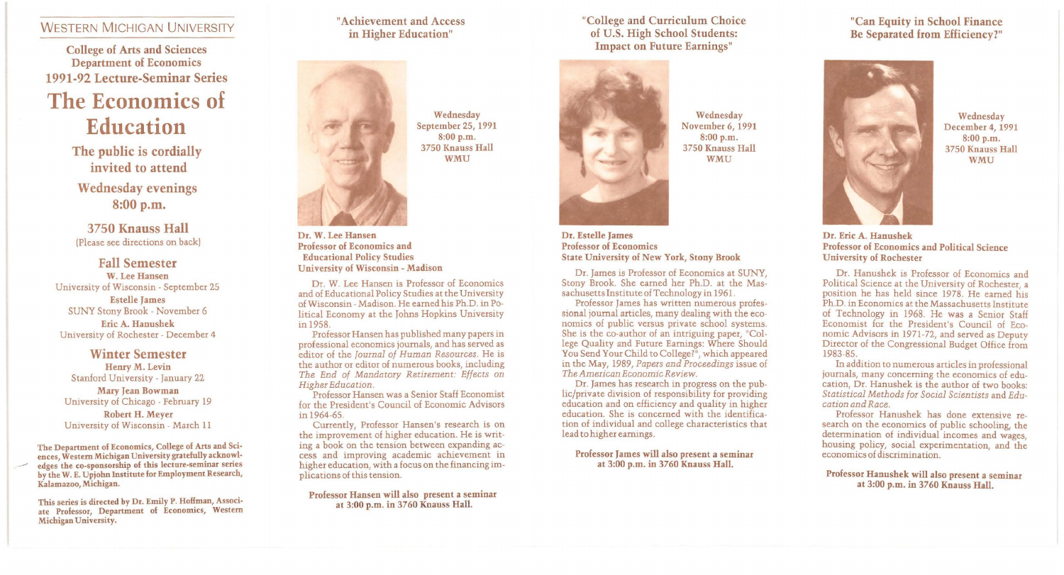## Western Michigan University

**College of Arts and Sciences**
**Department of Economics**
**1991-92 Lecture-Seminar Series**

# The Economics of Education

**The public is cordially invited to attend**

**Wednesday evenings**
**8:00 p.m.**

**3750 Knauss Hall**
(Please see directions on back)

### Fall Semester

**W. Lee Hansen**
University of Wisconsin - September 25

**Estelle James**
SUNY Stony Brook - November 6

**Eric A. Hanushek**
University of Rochester - December 4

### Winter Semester

**Henry M. Levin**
Stanford University - January 22

**Mary Jean Bowman**
University of Chicago - February 19

**Robert H. Meyer**
University of Wisconsin - March 11

**The Department of Economics, College of Arts and Sciences, Western Michigan University gratefully acknowledges the co-sponsorship of this lecture-seminar series by the W. E. Upjohn Institute for Employment Research, Kalamazoo, Michigan.**

**This series is directed by Dr. Emily P. Hoffman, Associate Professor, Department of Economics, Western Michigan University.**

## "Achievement and Access in Higher Education"

Wednesday
September 25, 1991
8:00 p.m.
3750 Knauss Hall
WMU

**Dr. W. Lee Hansen**
**Professor of Economics and Educational Policy Studies**
**University of Wisconsin - Madison**

Dr. W. Lee Hansen is Professor of Economics and of Educational Policy Studies at the University of Wisconsin - Madison. He earned his Ph.D. in Political Economy at the Johns Hopkins University in 1958.

Professor Hansen has published many papers in professional economics journals, and has served as editor of the *Journal of Human Resources*. He is the author or editor of numerous books, including *The End of Mandatory Retirement: Effects on Higher Education*.

Professor Hansen was a Senior Staff Economist for the President's Council of Economic Advisors in 1964-65.

Currently, Professor Hansen's research is on the improvement of higher education. He is writing a book on the tension between expanding access and improving academic achievement in higher education, with a focus on the financing implications of this tension.

**Professor Hansen will also present a seminar at 3:00 p.m. in 3760 Knauss Hall.**

## "College and Curriculum Choice of U.S. High School Students: Impact on Future Earnings"

Wednesday
November 6, 1991
8:00 p.m.
3750 Knauss Hall
WMU

**Dr. Estelle James**
**Professor of Economics**
**State University of New York, Stony Brook**

Dr. James is Professor of Economics at SUNY, Stony Brook. She earned her Ph.D. at the Massachusetts Institute of Technology in 1961.

Professor James has written numerous professional journal articles, many dealing with the economics of public versus private school systems. She is the co-author of an intriguing paper, "College Quality and Future Earnings: Where Should You Send Your Child to College?", which appeared in the May, 1989, *Papers and Proceedings* issue of *The American Economic Review*.

Dr. James has research in progress on the public/private division of responsibility for providing education and on efficiency and quality in higher education. She is concerned with the identification of individual and college characteristics that lead to higher earnings.

**Professor James will also present a seminar at 3:00 p.m. in 3760 Knauss Hall.**

## "Can Equity in School Finance Be Separated from Efficiency?"

Wednesday
December 4, 1991
8:00 p.m.
3750 Knauss Hall
WMU

**Dr. Eric A. Hanushek**
**Professor of Economics and Political Science**
**University of Rochester**

Dr. Hanushek is Professor of Economics and Political Science at the University of Rochester, a position he has held since 1978. He earned his Ph.D. in Economics at the Massachusetts Institute of Technology in 1968. He was a Senior Staff Economist for the President's Council of Economic Advisors in 1971-72, and served as Deputy Director of the Congressional Budget Office from 1983-85.

In addition to numerous articles in professional journals, many concerning the economics of education, Dr. Hanushek is the author of two books: *Statistical Methods for Social Scientists* and *Education and Race*.

Professor Hanushek has done extensive research on the economics of public schooling, the determination of individual incomes and wages, housing policy, social experimentation, and the economics of discrimination.

**Professor Hanushek will also present a seminar at 3:00 p.m. in 3760 Knauss Hall.**